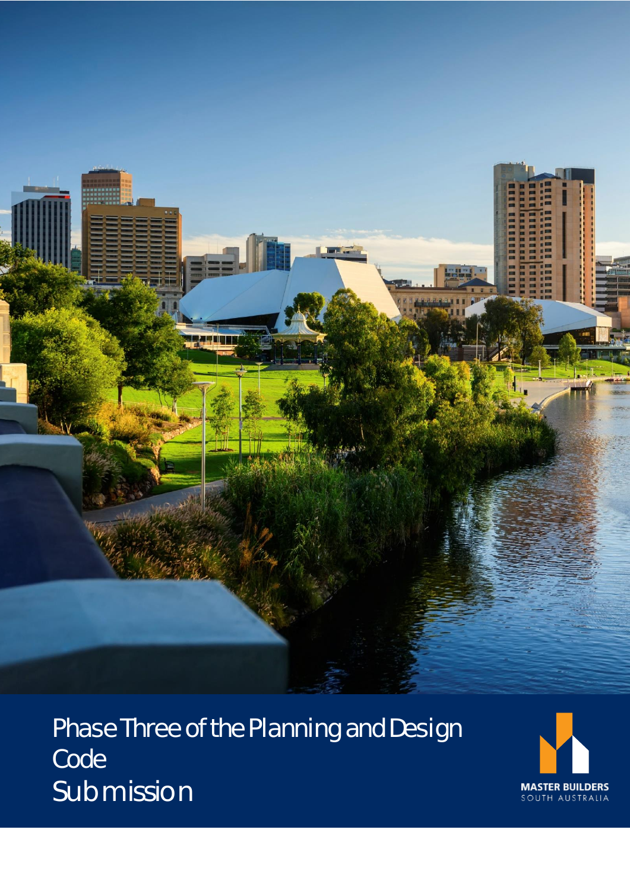# Phase Three of the Planning and Design Code Submission

MASTER BUILDERS
SOUTH AUSTRALIA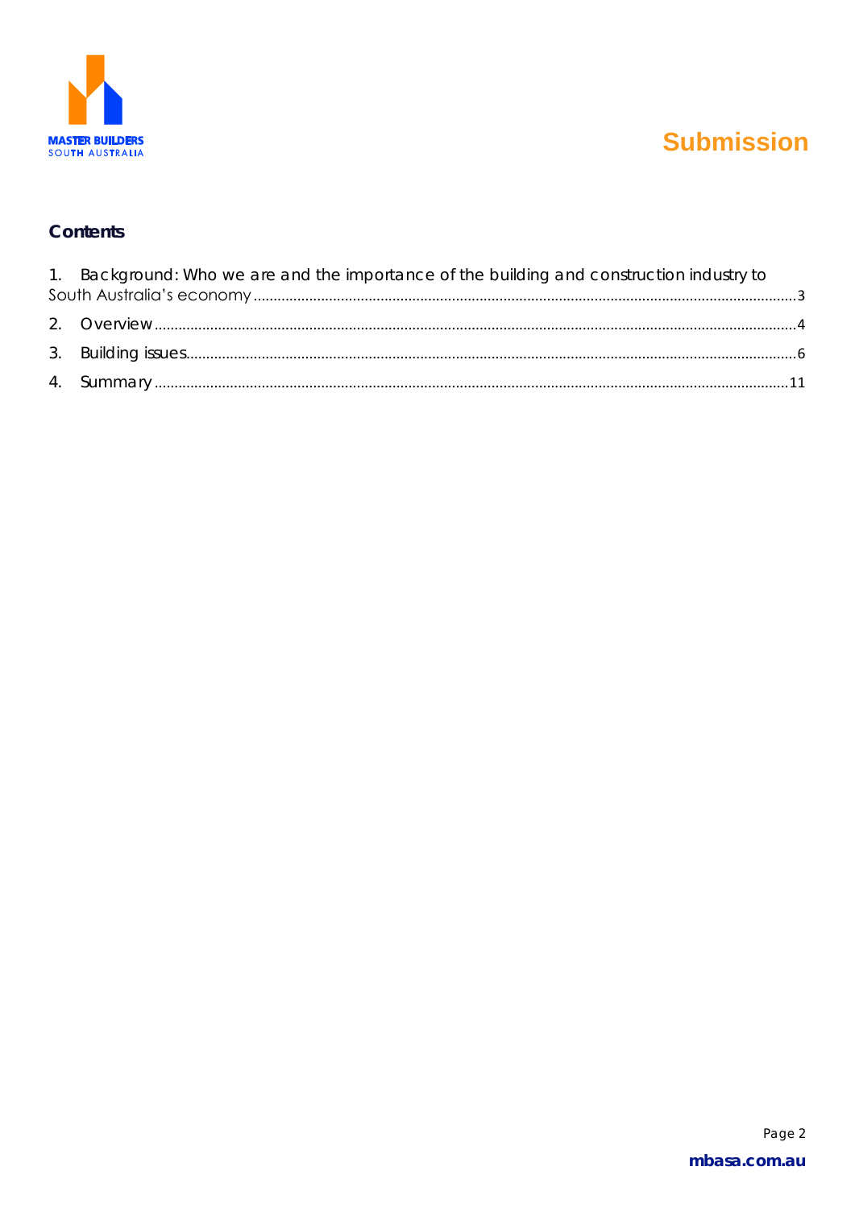## Contents

1. Background: Who we are and the importance of the building and construction industry to South Australia's economy ........ 3
2. Overview ........ 4
3. Building issues ........ 6
4. Summary ........ 11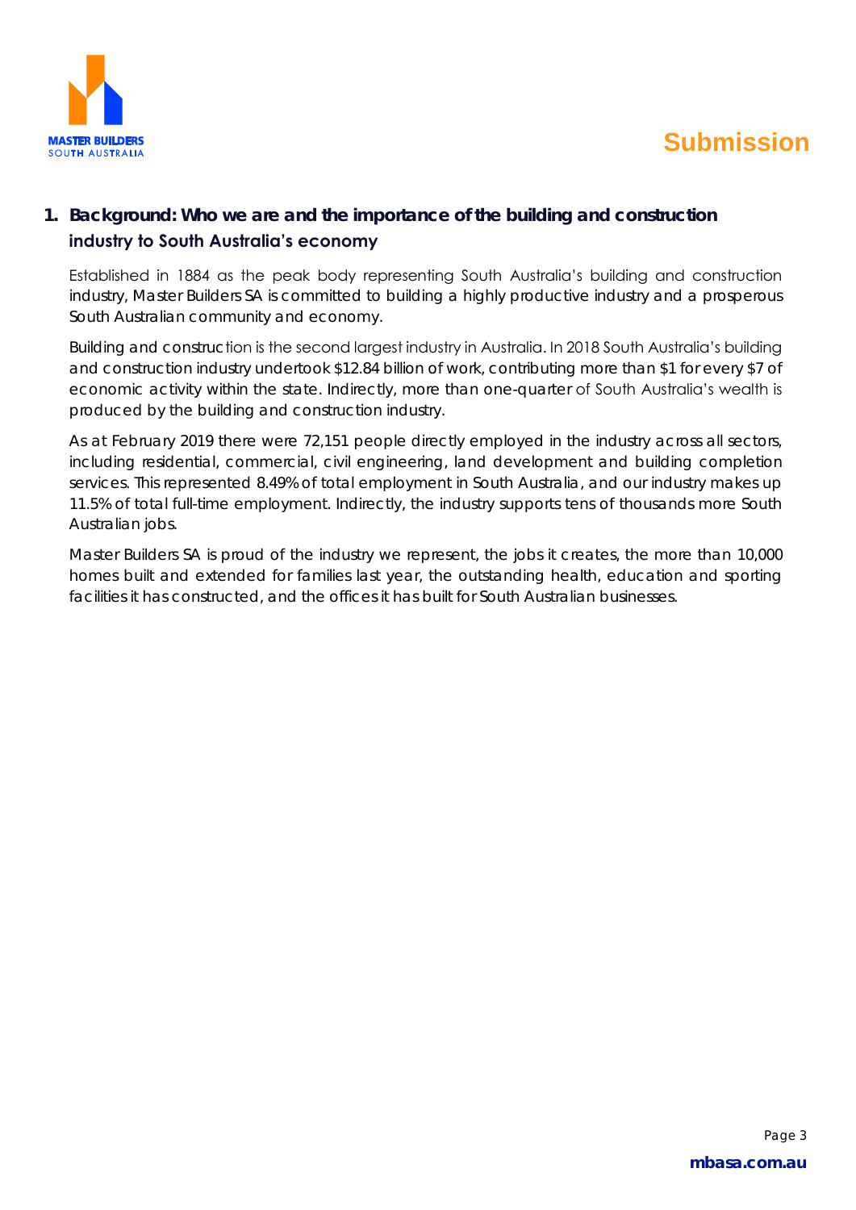## 1. Background: Who we are and the importance of the building and construction industry to South Australia's economy

Established in 1884 as the peak body representing South Australia's building and construction industry, Master Builders SA is committed to building a highly productive industry and a prosperous South Australian community and economy.

Building and construction is the second largest industry in Australia. In 2018 South Australia's building and construction industry undertook $12.84 billion of work, contributing more than $1 for every $7 of economic activity within the state. Indirectly, more than one-quarter of South Australia's wealth is produced by the building and construction industry.

As at February 2019 there were 72,151 people directly employed in the industry across all sectors, including residential, commercial, civil engineering, land development and building completion services. This represented 8.49% of total employment in South Australia, and our industry makes up 11.5% of total full-time employment. Indirectly, the industry supports tens of thousands more South Australian jobs.

Master Builders SA is proud of the industry we represent, the jobs it creates, the more than 10,000 homes built and extended for families last year, the outstanding health, education and sporting facilities it has constructed, and the offices it has built for South Australian businesses.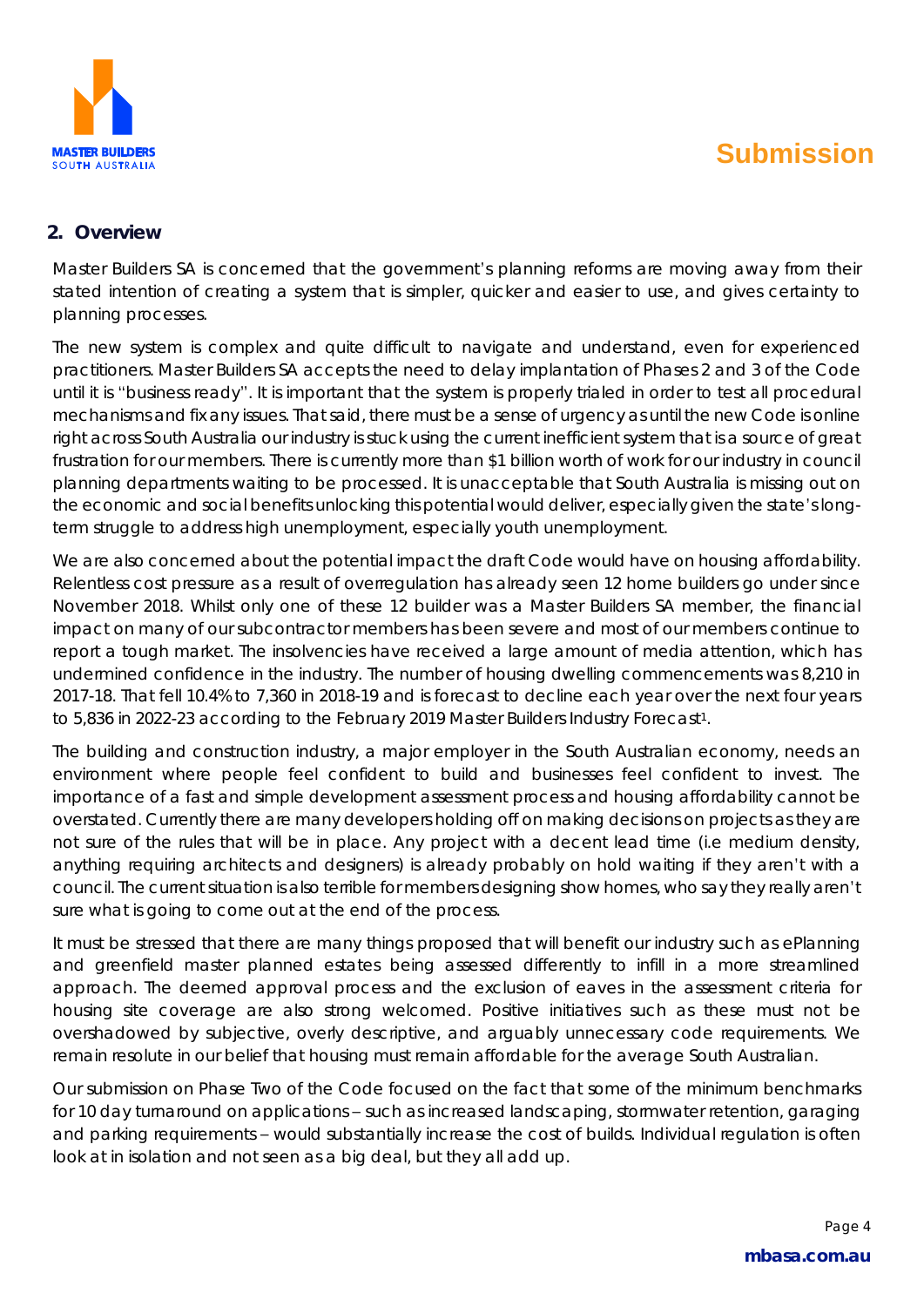## 2. Overview

Master Builders SA is concerned that the government's planning reforms are moving away from their stated intention of creating a system that is simpler, quicker and easier to use, and gives certainty to planning processes.

The new system is complex and quite difficult to navigate and understand, even for experienced practitioners. Master Builders SA accepts the need to delay implantation of Phases 2 and 3 of the Code until it is "business ready". It is important that the system is properly trialed in order to test all procedural mechanisms and fix any issues. That said, there must be a sense of urgency as until the new Code is online right across South Australia our industry is stuck using the current inefficient system that is a source of great frustration for our members. There is currently more than $1 billion worth of work for our industry in council planning departments waiting to be processed. It is unacceptable that South Australia is missing out on the economic and social benefits unlocking this potential would deliver, especially given the state's long-term struggle to address high unemployment, especially youth unemployment.

We are also concerned about the potential impact the draft Code would have on housing affordability. Relentless cost pressure as a result of overregulation has already seen 12 home builders go under since November 2018. Whilst only one of these 12 builder was a Master Builders SA member, the financial impact on many of our subcontractor members has been severe and most of our members continue to report a tough market. The insolvencies have received a large amount of media attention, which has undermined confidence in the industry. The number of housing dwelling commencements was 8,210 in 2017-18. That fell 10.4% to 7,360 in 2018-19 and is forecast to decline each year over the next four years to 5,836 in 2022-23 according to the February 2019 Master Builders Industry Forecast[1].

The building and construction industry, a major employer in the South Australian economy, needs an environment where people feel confident to build and businesses feel confident to invest. The importance of a fast and simple development assessment process and housing affordability cannot be overstated. Currently there are many developers holding off on making decisions on projects as they are not sure of the rules that will be in place. Any project with a decent lead time (i.e medium density, anything requiring architects and designers) is already probably on hold waiting if they aren't with a council. The current situation is also terrible for members designing show homes, who say they really aren't sure what is going to come out at the end of the process.

It must be stressed that there are many things proposed that will benefit our industry such as ePlanning and greenfield master planned estates being assessed differently to infill in a more streamlined approach. The deemed approval process and the exclusion of eaves in the assessment criteria for housing site coverage are also strong welcomed. Positive initiatives such as these must not be overshadowed by subjective, overly descriptive, and arguably unnecessary code requirements. We remain resolute in our belief that housing must remain affordable for the average South Australian.

Our submission on Phase Two of the Code focused on the fact that some of the minimum benchmarks for 10 day turnaround on applications – such as increased landscaping, stormwater retention, garaging and parking requirements – would substantially increase the cost of builds. Individual regulation is often look at in isolation and not seen as a big deal, but they all add up.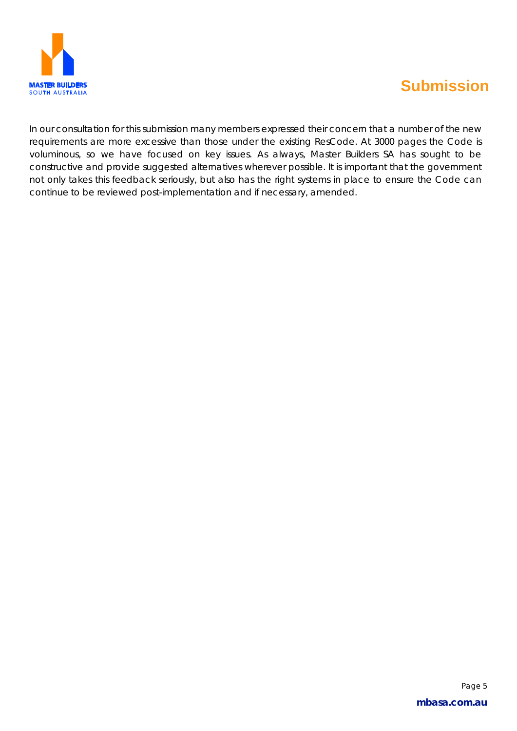In our consultation for this submission many members expressed their concern that a number of the new requirements are more excessive than those under the existing ResCode. At 3000 pages the Code is voluminous, so we have focused on key issues. As always, Master Builders SA has sought to be constructive and provide suggested alternatives wherever possible. It is important that the government not only takes this feedback seriously, but also has the right systems in place to ensure the Code can continue to be reviewed post-implementation and if necessary, amended.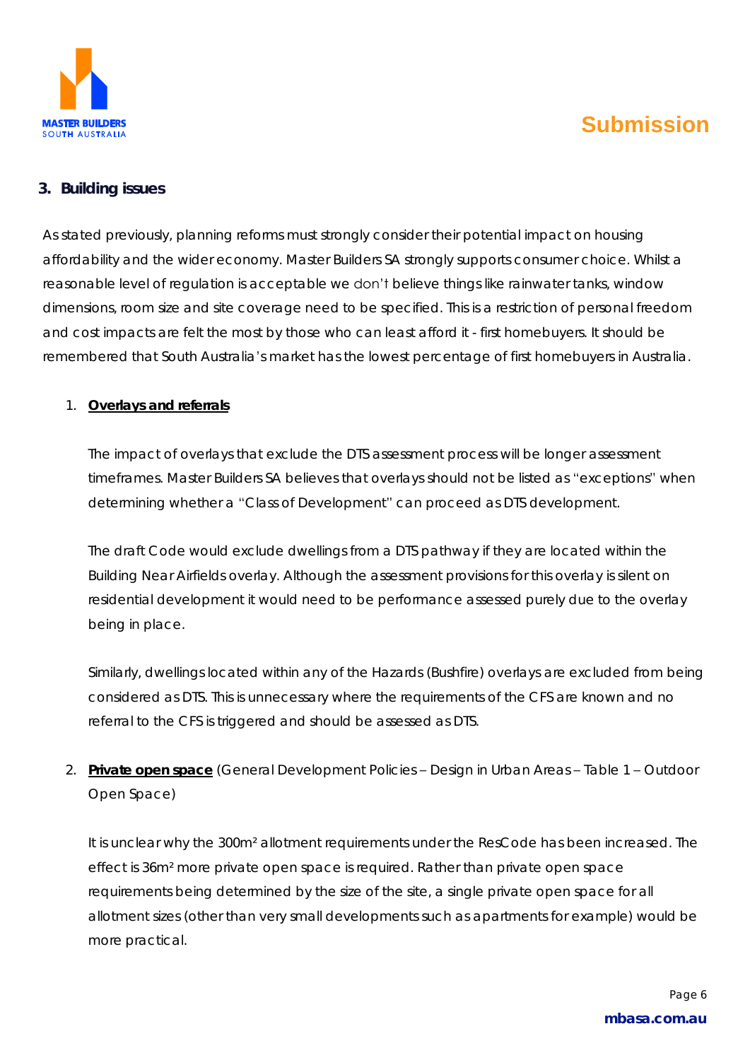## 3. Building issues

As stated previously, planning reforms must strongly consider their potential impact on housing affordability and the wider economy. Master Builders SA strongly supports consumer choice. Whilst a reasonable level of regulation is acceptable we don't believe things like rainwater tanks, window dimensions, room size and site coverage need to be specified. This is a restriction of personal freedom and cost impacts are felt the most by those who can least afford it - first homebuyers. It should be remembered that South Australia's market has the lowest percentage of first homebuyers in Australia.

1. **Overlays and referrals**

   The impact of overlays that exclude the DTS assessment process will be longer assessment timeframes. Master Builders SA believes that overlays should not be listed as "exceptions" when determining whether a "Class of Development" can proceed as DTS development.

   The draft Code would exclude dwellings from a DTS pathway if they are located within the Building Near Airfields overlay. Although the assessment provisions for this overlay is silent on residential development it would need to be performance assessed purely due to the overlay being in place.

   Similarly, dwellings located within any of the Hazards (Bushfire) overlays are excluded from being considered as DTS. This is unnecessary where the requirements of the CFS are known and no referral to the CFS is triggered and should be assessed as DTS.

2. **Private open space** (General Development Policies – Design in Urban Areas – Table 1 – Outdoor Open Space)

   It is unclear why the 300m² allotment requirements under the ResCode has been increased. The effect is 36m² more private open space is required. Rather than private open space requirements being determined by the size of the site, a single private open space for all allotment sizes (other than very small developments such as apartments for example) would be more practical.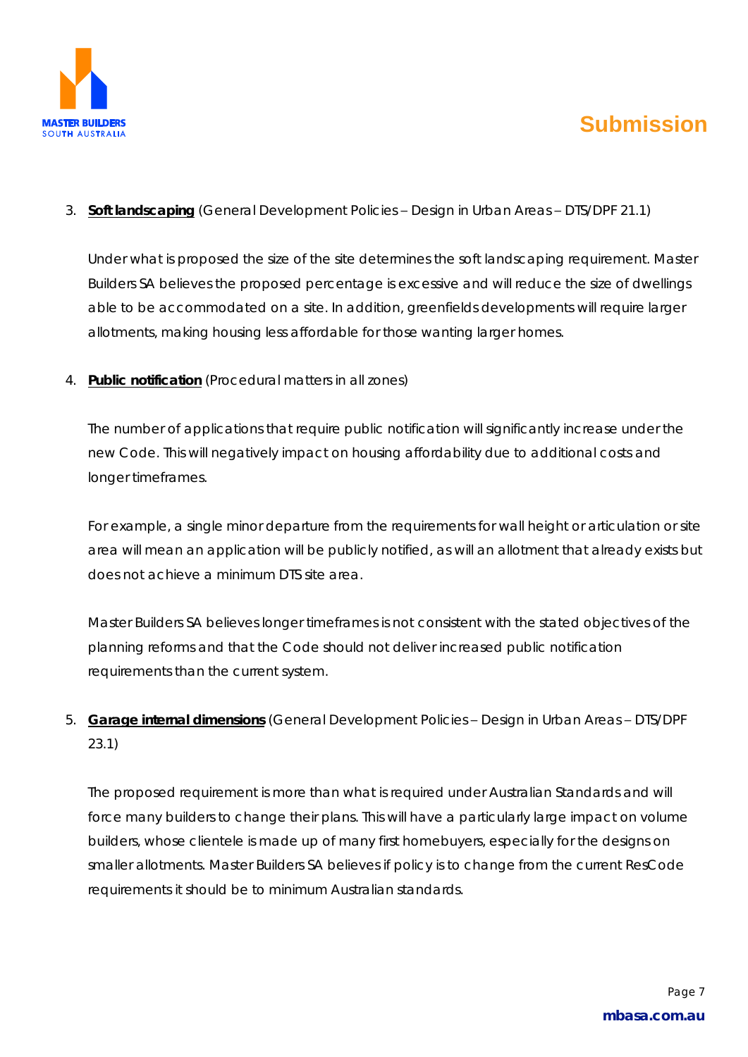3. **Soft landscaping** (General Development Policies – Design in Urban Areas – DTS/DPF 21.1)

   Under what is proposed the size of the site determines the soft landscaping requirement. Master Builders SA believes the proposed percentage is excessive and will reduce the size of dwellings able to be accommodated on a site. In addition, greenfields developments will require larger allotments, making housing less affordable for those wanting larger homes.

4. **Public notification** (Procedural matters in all zones)

   The number of applications that require public notification will significantly increase under the new Code. This will negatively impact on housing affordability due to additional costs and longer timeframes.

   For example, a single minor departure from the requirements for wall height or articulation or site area will mean an application will be publicly notified, as will an allotment that already exists but does not achieve a minimum DTS site area.

   Master Builders SA believes longer timeframes is not consistent with the stated objectives of the planning reforms and that the Code should not deliver increased public notification requirements than the current system.

5. **Garage internal dimensions** (General Development Policies – Design in Urban Areas – DTS/DPF 23.1)

   The proposed requirement is more than what is required under Australian Standards and will force many builders to change their plans. This will have a particularly large impact on volume builders, whose clientele is made up of many first homebuyers, especially for the designs on smaller allotments. Master Builders SA believes if policy is to change from the current ResCode requirements it should be to minimum Australian standards.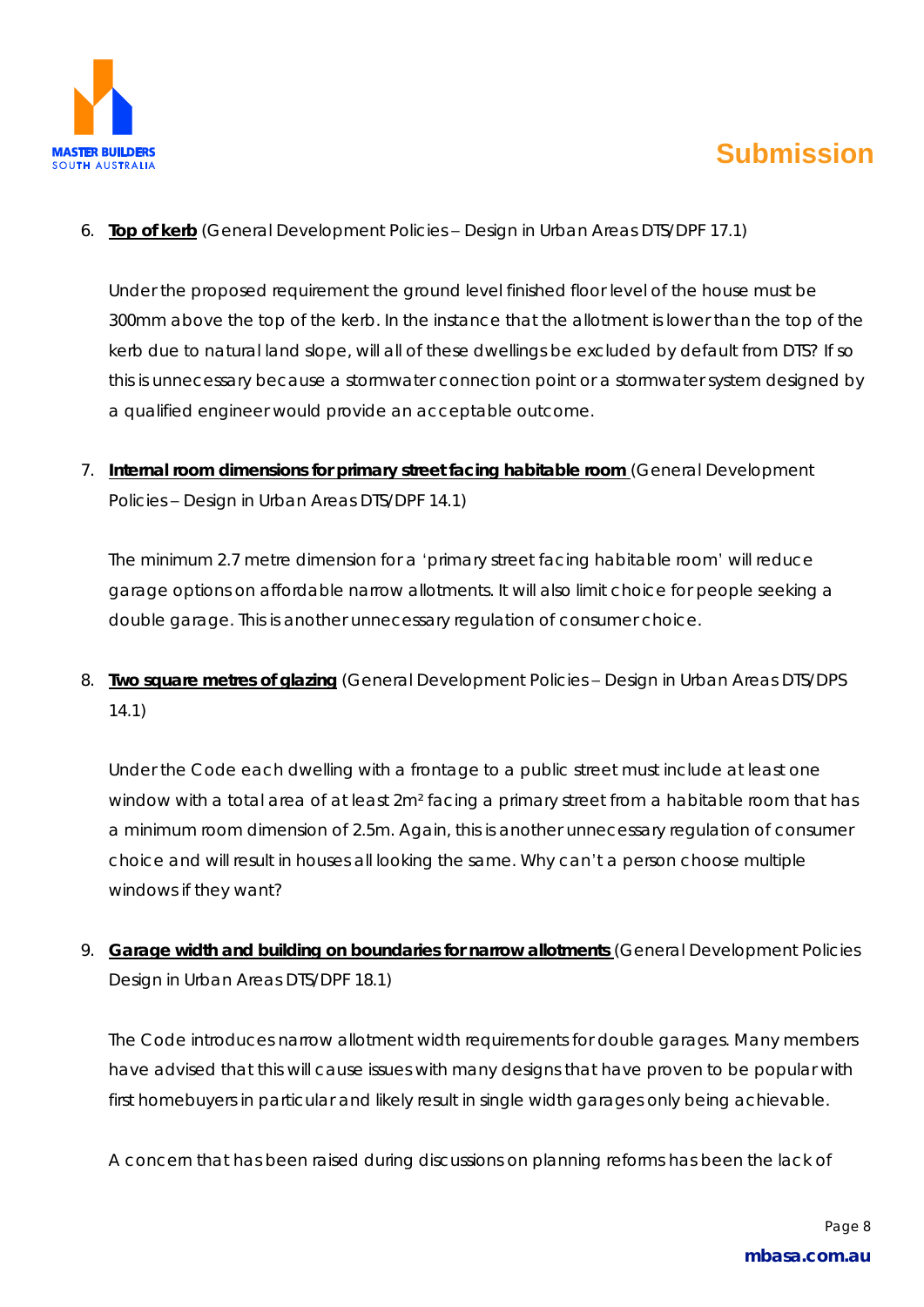6. **Top of kerb** (General Development Policies – Design in Urban Areas DTS/DPF 17.1)

   Under the proposed requirement the ground level finished floor level of the house must be 300mm above the top of the kerb. In the instance that the allotment is lower than the top of the kerb due to natural land slope, will all of these dwellings be excluded by default from DTS? If so this is unnecessary because a stormwater connection point or a stormwater system designed by a qualified engineer would provide an acceptable outcome.

7. **Internal room dimensions for primary street facing habitable room** (General Development Policies – Design in Urban Areas DTS/DPF 14.1)

   The minimum 2.7 metre dimension for a 'primary street facing habitable room' will reduce garage options on affordable narrow allotments. It will also limit choice for people seeking a double garage. This is another unnecessary regulation of consumer choice.

8. **Two square metres of glazing** (General Development Policies – Design in Urban Areas DTS/DPS 14.1)

   Under the Code each dwelling with a frontage to a public street must include at least one window with a total area of at least 2m² facing a primary street from a habitable room that has a minimum room dimension of 2.5m. Again, this is another unnecessary regulation of consumer choice and will result in houses all looking the same. Why can't a person choose multiple windows if they want?

9. **Garage width and building on boundaries for narrow allotments** (General Development Policies Design in Urban Areas DTS/DPF 18.1)

   The Code introduces narrow allotment width requirements for double garages. Many members have advised that this will cause issues with many designs that have proven to be popular with first homebuyers in particular and likely result in single width garages only being achievable.

   A concern that has been raised during discussions on planning reforms has been the lack of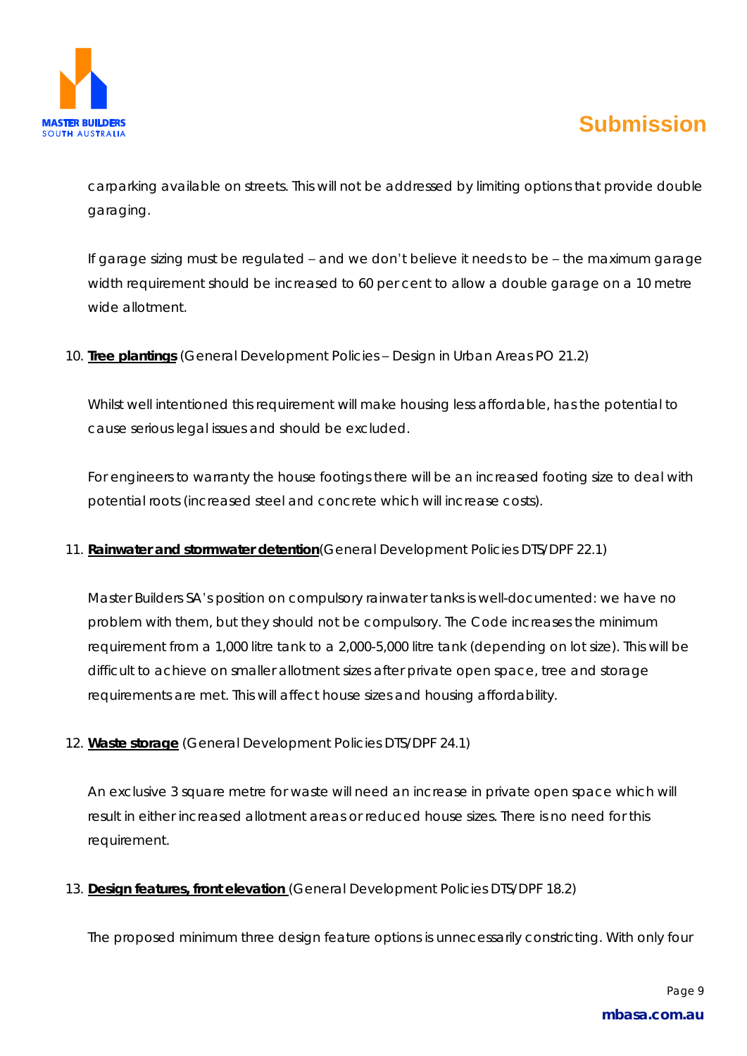carparking available on streets. This will not be addressed by limiting options that provide double garaging.

If garage sizing must be regulated – and we don't believe it needs to be – the maximum garage width requirement should be increased to 60 per cent to allow a double garage on a 10 metre wide allotment.

10. **Tree plantings** (General Development Policies – Design in Urban Areas PO 21.2)

    Whilst well intentioned this requirement will make housing less affordable, has the potential to cause serious legal issues and should be excluded.

    For engineers to warranty the house footings there will be an increased footing size to deal with potential roots (increased steel and concrete which will increase costs).

11. **Rainwater and stormwater detention** (General Development Policies DTS/DPF 22.1)

    Master Builders SA's position on compulsory rainwater tanks is well-documented: we have no problem with them, but they should not be compulsory. The Code increases the minimum requirement from a 1,000 litre tank to a 2,000-5,000 litre tank (depending on lot size). This will be difficult to achieve on smaller allotment sizes after private open space, tree and storage requirements are met. This will affect house sizes and housing affordability.

12. **Waste storage** (General Development Policies DTS/DPF 24.1)

    An exclusive 3 square metre for waste will need an increase in private open space which will result in either increased allotment areas or reduced house sizes. There is no need for this requirement.

13. **Design features, front elevation** (General Development Policies DTS/DPF 18.2)

    The proposed minimum three design feature options is unnecessarily constricting. With only four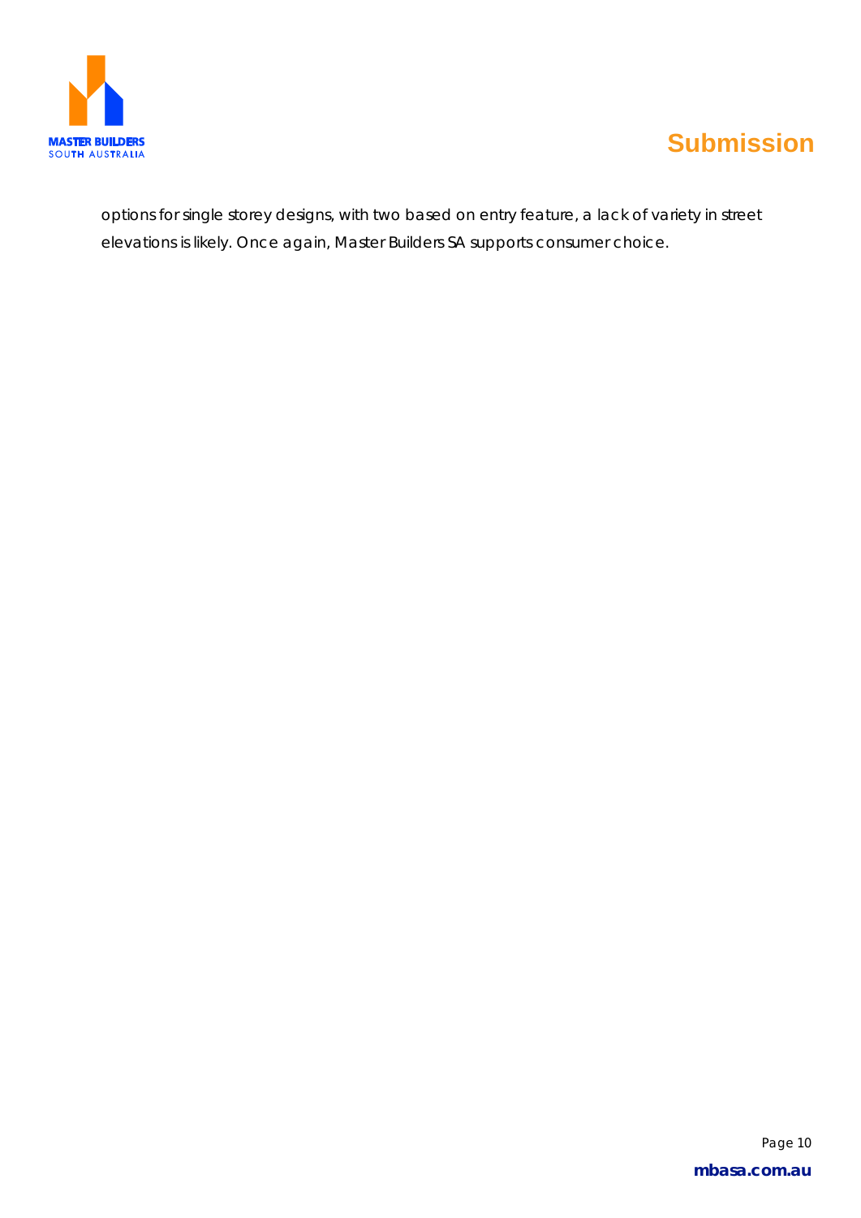options for single storey designs, with two based on entry feature, a lack of variety in street elevations is likely. Once again, Master Builders SA supports consumer choice.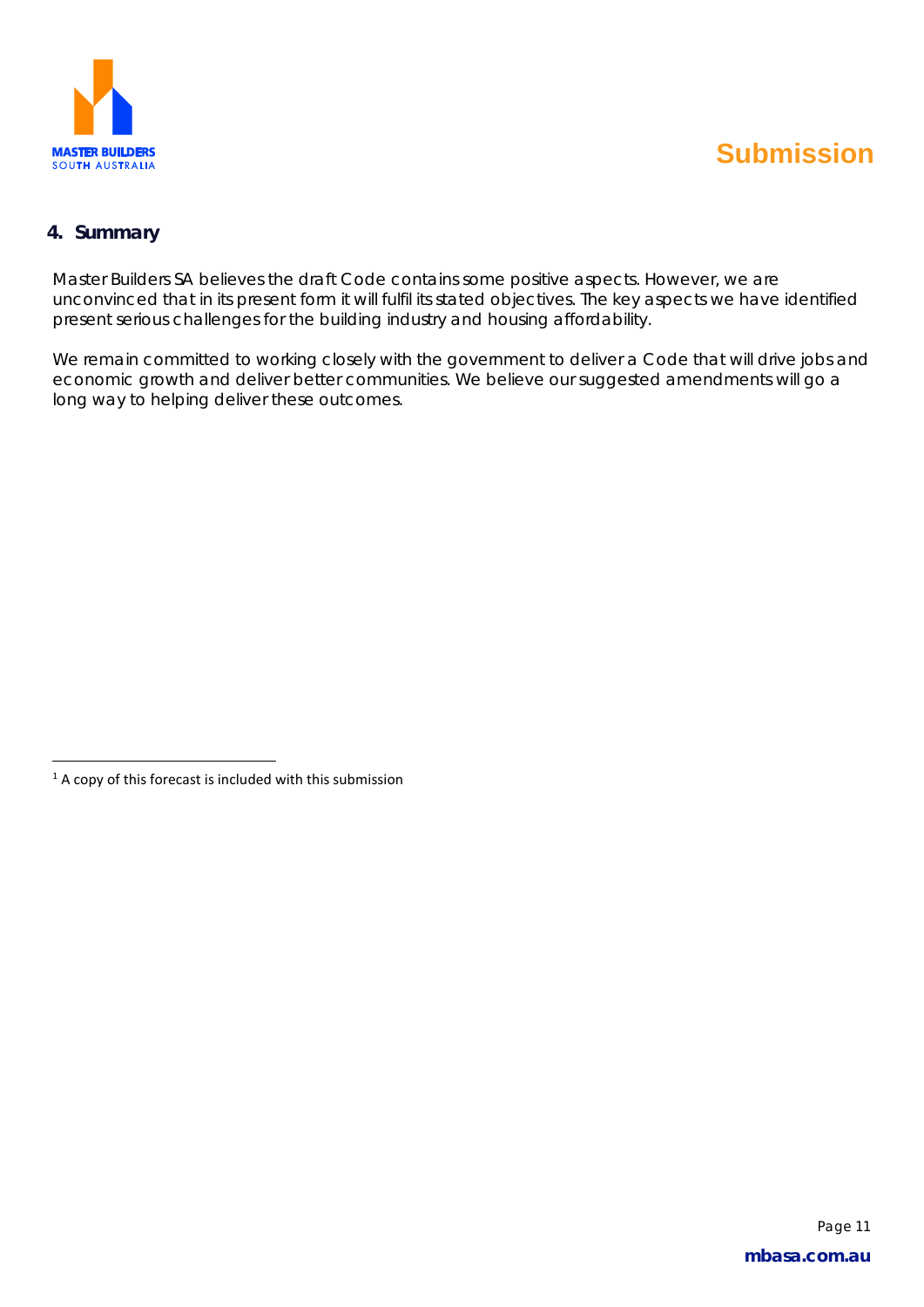## 4. Summary

Master Builders SA believes the draft Code contains some positive aspects. However, we are unconvinced that in its present form it will fulfil its stated objectives. The key aspects we have identified present serious challenges for the building industry and housing affordability.

We remain committed to working closely with the government to deliver a Code that will drive jobs and economic growth and deliver better communities. We believe our suggested amendments will go a long way to helping deliver these outcomes.

[1] A copy of this forecast is included with this submission